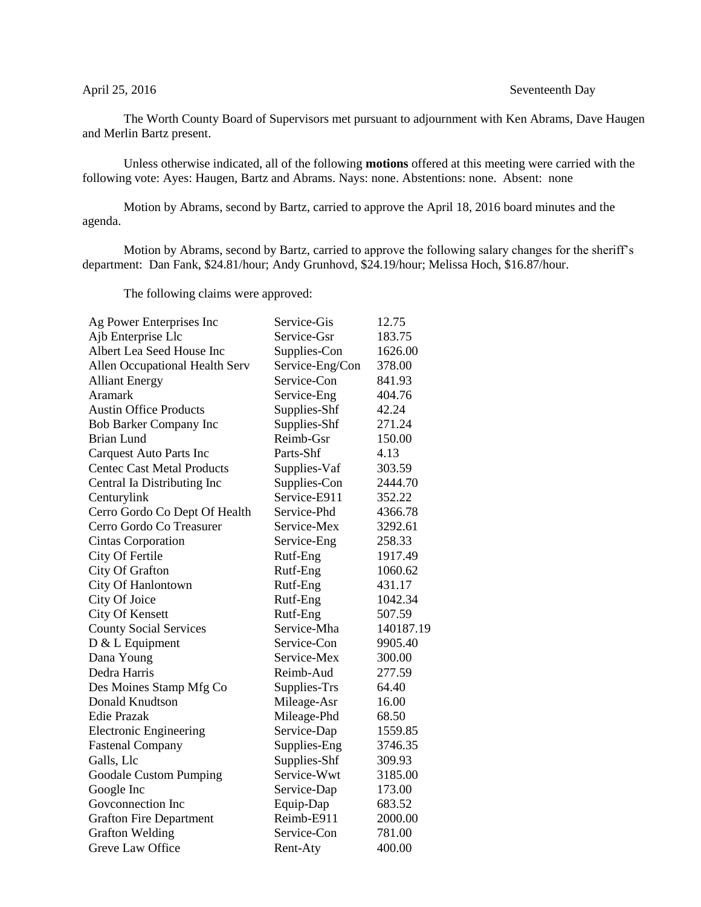April 25, 2016 Seventeenth Day

The Worth County Board of Supervisors met pursuant to adjournment with Ken Abrams, Dave Haugen and Merlin Bartz present.

Unless otherwise indicated, all of the following **motions** offered at this meeting were carried with the following vote: Ayes: Haugen, Bartz and Abrams. Nays: none. Abstentions: none. Absent: none

Motion by Abrams, second by Bartz, carried to approve the April 18, 2016 board minutes and the agenda.

Motion by Abrams, second by Bartz, carried to approve the following salary changes for the sheriff's department: Dan Fank, $24.81/hour; Andy Grunhovd, $24.19/hour; Melissa Hoch, $16.87/hour.

The following claims were approved:

| | | |
|---|---|---|
| Ag Power Enterprises Inc | Service-Gis | 12.75 |
| Ajb Enterprise Llc | Service-Gsr | 183.75 |
| Albert Lea Seed House Inc | Supplies-Con | 1626.00 |
| Allen Occupational Health Serv | Service-Eng/Con | 378.00 |
| Alliant Energy | Service-Con | 841.93 |
| Aramark | Service-Eng | 404.76 |
| Austin Office Products | Supplies-Shf | 42.24 |
| Bob Barker Company Inc | Supplies-Shf | 271.24 |
| Brian Lund | Reimb-Gsr | 150.00 |
| Carquest Auto Parts Inc | Parts-Shf | 4.13 |
| Centec Cast Metal Products | Supplies-Vaf | 303.59 |
| Central Ia Distributing Inc | Supplies-Con | 2444.70 |
| Centurylink | Service-E911 | 352.22 |
| Cerro Gordo Co Dept Of Health | Service-Phd | 4366.78 |
| Cerro Gordo Co Treasurer | Service-Mex | 3292.61 |
| Cintas Corporation | Service-Eng | 258.33 |
| City Of Fertile | Rutf-Eng | 1917.49 |
| City Of Grafton | Rutf-Eng | 1060.62 |
| City Of Hanlontown | Rutf-Eng | 431.17 |
| City Of Joice | Rutf-Eng | 1042.34 |
| City Of Kensett | Rutf-Eng | 507.59 |
| County Social Services | Service-Mha | 140187.19 |
| D & L Equipment | Service-Con | 9905.40 |
| Dana Young | Service-Mex | 300.00 |
| Dedra Harris | Reimb-Aud | 277.59 |
| Des Moines Stamp Mfg Co | Supplies-Trs | 64.40 |
| Donald Knudtson | Mileage-Asr | 16.00 |
| Edie Prazak | Mileage-Phd | 68.50 |
| Electronic Engineering | Service-Dap | 1559.85 |
| Fastenal Company | Supplies-Eng | 3746.35 |
| Galls, Llc | Supplies-Shf | 309.93 |
| Goodale Custom Pumping | Service-Wwt | 3185.00 |
| Google Inc | Service-Dap | 173.00 |
| Govconnection Inc | Equip-Dap | 683.52 |
| Grafton Fire Department | Reimb-E911 | 2000.00 |
| Grafton Welding | Service-Con | 781.00 |
| Greve Law Office | Rent-Aty | 400.00 |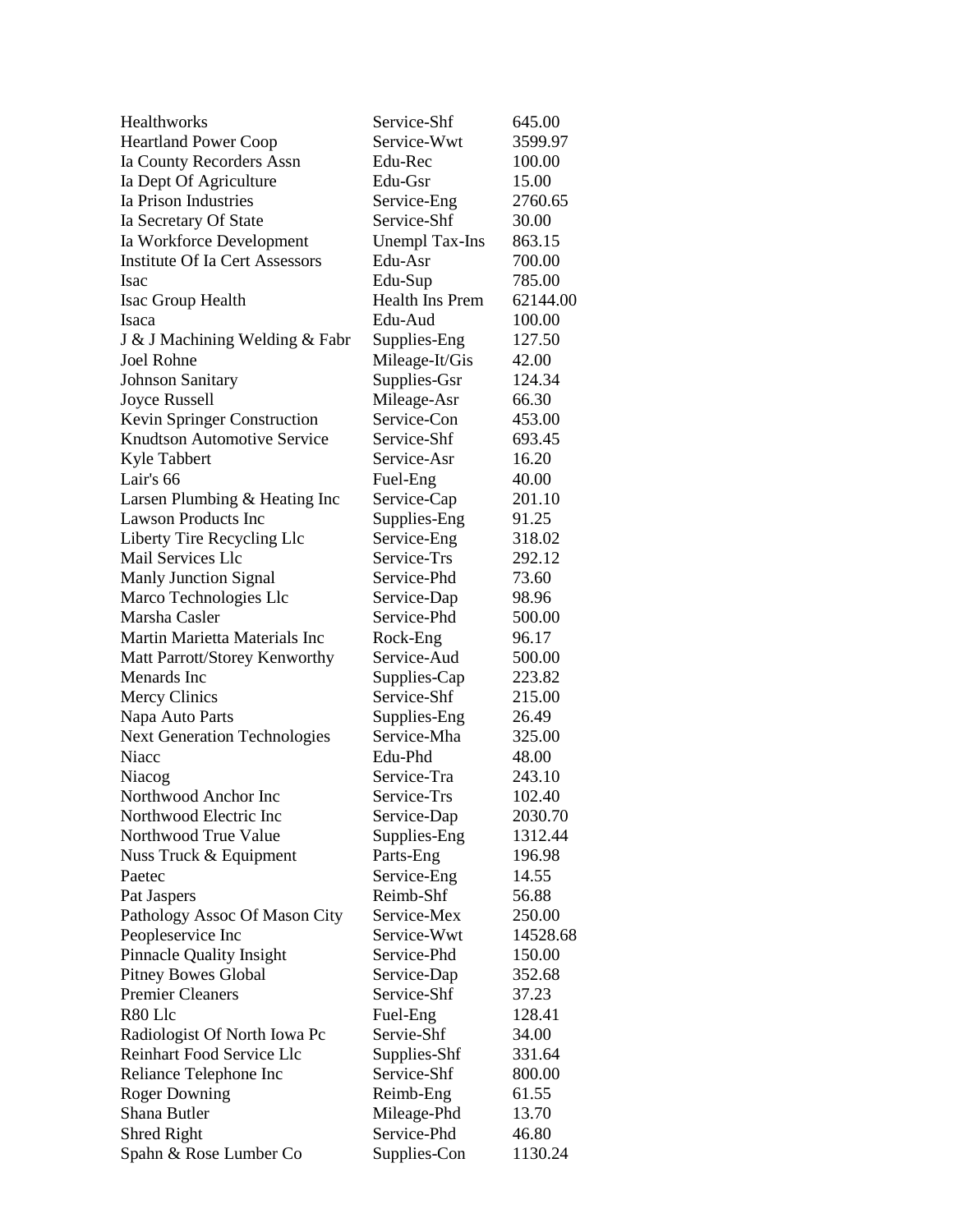| | | |
|---|---|---|
| Healthworks | Service-Shf | 645.00 |
| Heartland Power Coop | Service-Wwt | 3599.97 |
| Ia County Recorders Assn | Edu-Rec | 100.00 |
| Ia Dept Of Agriculture | Edu-Gsr | 15.00 |
| Ia Prison Industries | Service-Eng | 2760.65 |
| Ia Secretary Of State | Service-Shf | 30.00 |
| Ia Workforce Development | Unempl Tax-Ins | 863.15 |
| Institute Of Ia Cert Assessors | Edu-Asr | 700.00 |
| Isac | Edu-Sup | 785.00 |
| Isac Group Health | Health Ins Prem | 62144.00 |
| Isaca | Edu-Aud | 100.00 |
| J & J Machining Welding & Fabr | Supplies-Eng | 127.50 |
| Joel Rohne | Mileage-It/Gis | 42.00 |
| Johnson Sanitary | Supplies-Gsr | 124.34 |
| Joyce Russell | Mileage-Asr | 66.30 |
| Kevin Springer Construction | Service-Con | 453.00 |
| Knudtson Automotive Service | Service-Shf | 693.45 |
| Kyle Tabbert | Service-Asr | 16.20 |
| Lair's 66 | Fuel-Eng | 40.00 |
| Larsen Plumbing & Heating Inc | Service-Cap | 201.10 |
| Lawson Products Inc | Supplies-Eng | 91.25 |
| Liberty Tire Recycling Llc | Service-Eng | 318.02 |
| Mail Services Llc | Service-Trs | 292.12 |
| Manly Junction Signal | Service-Phd | 73.60 |
| Marco Technologies Llc | Service-Dap | 98.96 |
| Marsha Casler | Service-Phd | 500.00 |
| Martin Marietta Materials Inc | Rock-Eng | 96.17 |
| Matt Parrott/Storey Kenworthy | Service-Aud | 500.00 |
| Menards Inc | Supplies-Cap | 223.82 |
| Mercy Clinics | Service-Shf | 215.00 |
| Napa Auto Parts | Supplies-Eng | 26.49 |
| Next Generation Technologies | Service-Mha | 325.00 |
| Niacc | Edu-Phd | 48.00 |
| Niacog | Service-Tra | 243.10 |
| Northwood Anchor Inc | Service-Trs | 102.40 |
| Northwood Electric Inc | Service-Dap | 2030.70 |
| Northwood True Value | Supplies-Eng | 1312.44 |
| Nuss Truck & Equipment | Parts-Eng | 196.98 |
| Paetec | Service-Eng | 14.55 |
| Pat Jaspers | Reimb-Shf | 56.88 |
| Pathology Assoc Of Mason City | Service-Mex | 250.00 |
| Peopleservice Inc | Service-Wwt | 14528.68 |
| Pinnacle Quality Insight | Service-Phd | 150.00 |
| Pitney Bowes Global | Service-Dap | 352.68 |
| Premier Cleaners | Service-Shf | 37.23 |
| R80 Llc | Fuel-Eng | 128.41 |
| Radiologist Of North Iowa Pc | Servie-Shf | 34.00 |
| Reinhart Food Service Llc | Supplies-Shf | 331.64 |
| Reliance Telephone Inc | Service-Shf | 800.00 |
| Roger Downing | Reimb-Eng | 61.55 |
| Shana Butler | Mileage-Phd | 13.70 |
| Shred Right | Service-Phd | 46.80 |
| Spahn & Rose Lumber Co | Supplies-Con | 1130.24 |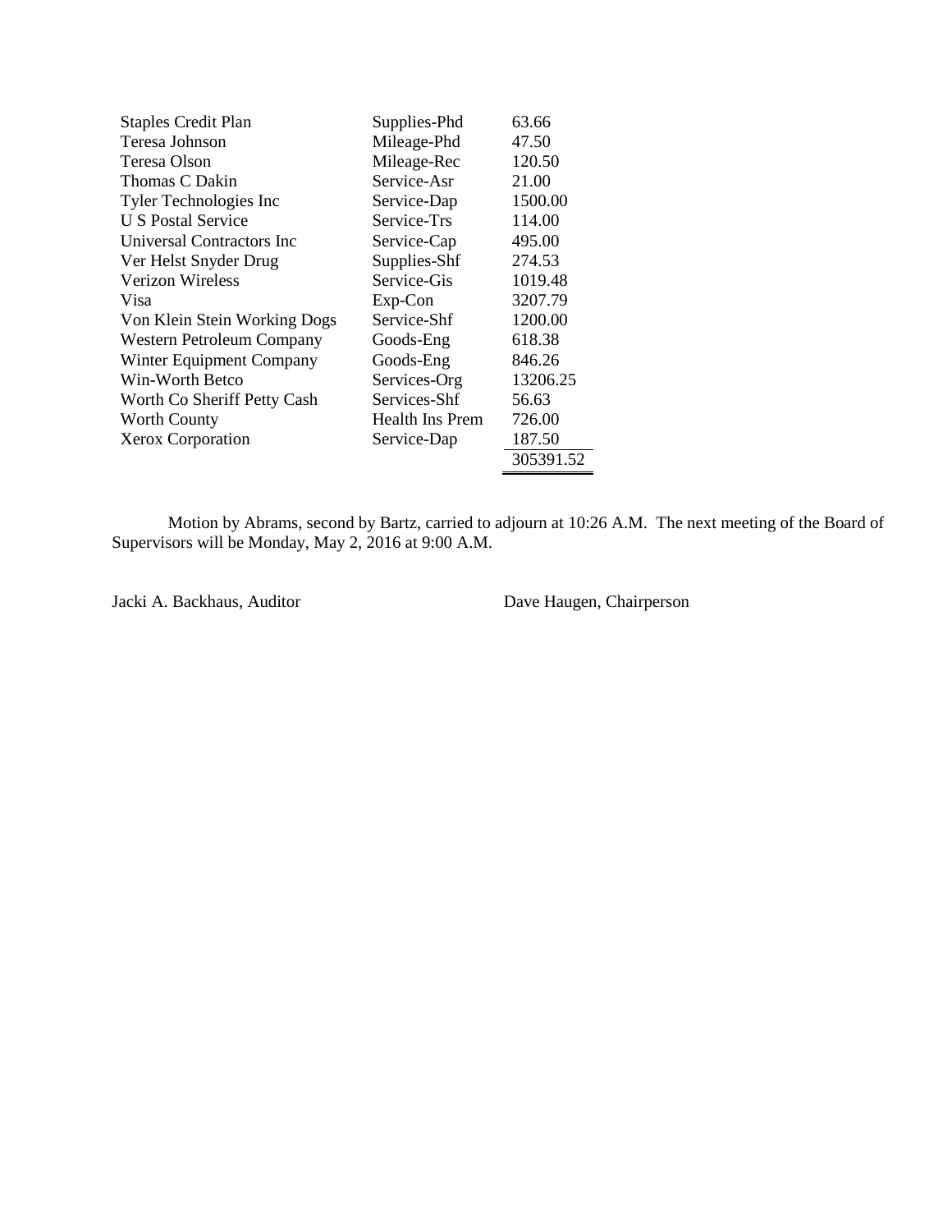| | | |
|---|---|---|
| Staples Credit Plan | Supplies-Phd | 63.66 |
| Teresa Johnson | Mileage-Phd | 47.50 |
| Teresa Olson | Mileage-Rec | 120.50 |
| Thomas C Dakin | Service-Asr | 21.00 |
| Tyler Technologies Inc | Service-Dap | 1500.00 |
| U S Postal Service | Service-Trs | 114.00 |
| Universal Contractors Inc | Service-Cap | 495.00 |
| Ver Helst Snyder Drug | Supplies-Shf | 274.53 |
| Verizon Wireless | Service-Gis | 1019.48 |
| Visa | Exp-Con | 3207.79 |
| Von Klein Stein Working Dogs | Service-Shf | 1200.00 |
| Western Petroleum Company | Goods-Eng | 618.38 |
| Winter Equipment Company | Goods-Eng | 846.26 |
| Win-Worth Betco | Services-Org | 13206.25 |
| Worth Co Sheriff Petty Cash | Services-Shf | 56.63 |
| Worth County | Health Ins Prem | 726.00 |
| Xerox Corporation | Service-Dap | 187.50 |
| | | 305391.52 |

Motion by Abrams, second by Bartz, carried to adjourn at 10:26 A.M. The next meeting of the Board of Supervisors will be Monday, May 2, 2016 at 9:00 A.M.

Jacki A. Backhaus, Auditor

Dave Haugen, Chairperson